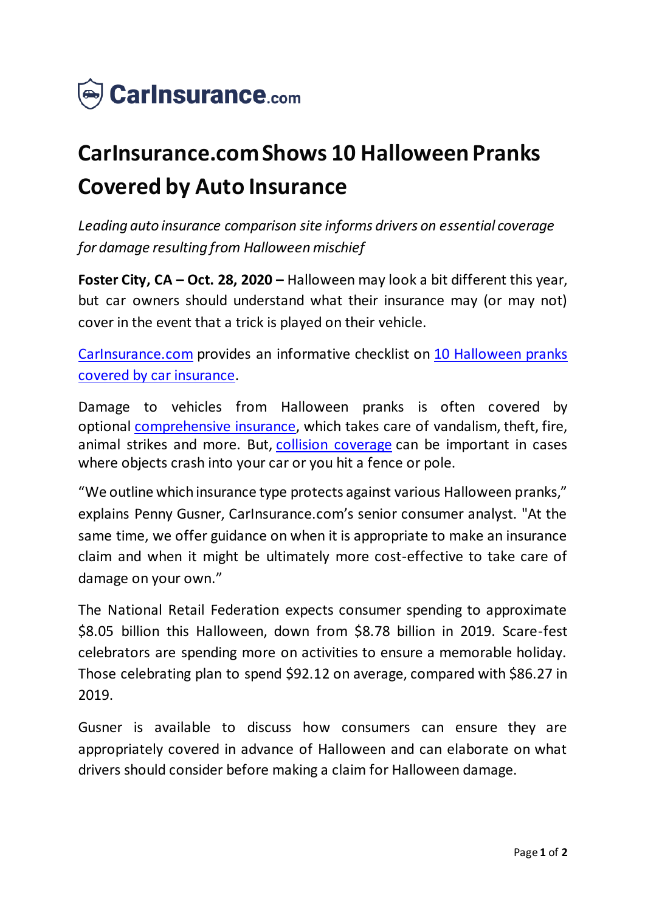CarInsurance.com

# CarInsurance.com Shows 10 Halloween Pranks Covered by Auto Insurance

*Leading auto insurance comparison site informs drivers on essential coverage for damage resulting from Halloween mischief*

**Foster City, CA – Oct. 28, 2020 –** Halloween may look a bit different this year, but car owners should understand what their insurance may (or may not) cover in the event that a trick is played on their vehicle.

CarInsurance.com provides an informative checklist on 10 Halloween pranks covered by car insurance.

Damage to vehicles from Halloween pranks is often covered by optional comprehensive insurance, which takes care of vandalism, theft, fire, animal strikes and more. But, collision coverage can be important in cases where objects crash into your car or you hit a fence or pole.

"We outline which insurance type protects against various Halloween pranks," explains Penny Gusner, CarInsurance.com's senior consumer analyst. "At the same time, we offer guidance on when it is appropriate to make an insurance claim and when it might be ultimately more cost-effective to take care of damage on your own."

The National Retail Federation expects consumer spending to approximate $8.05 billion this Halloween, down from $8.78 billion in 2019. Scare-fest celebrators are spending more on activities to ensure a memorable holiday. Those celebrating plan to spend $92.12 on average, compared with $86.27 in 2019.

Gusner is available to discuss how consumers can ensure they are appropriately covered in advance of Halloween and can elaborate on what drivers should consider before making a claim for Halloween damage.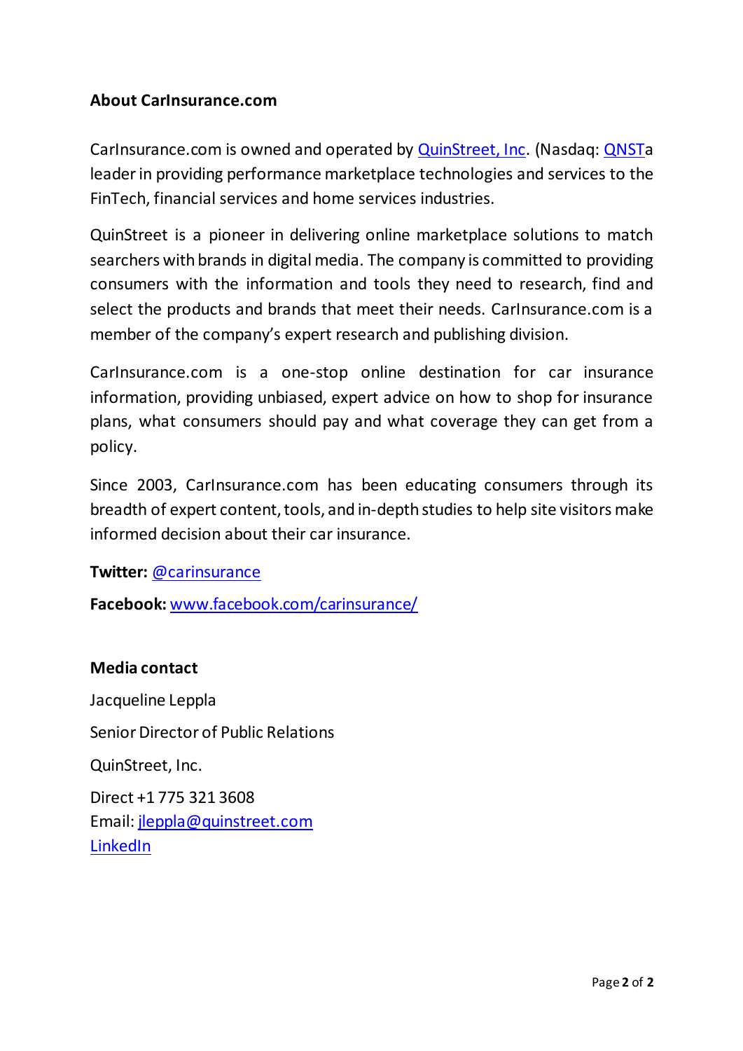**About CarInsurance.com**

CarInsurance.com is owned and operated by QuinStreet, Inc. (Nasdaq: QNSTa leader in providing performance marketplace technologies and services to the FinTech, financial services and home services industries.

QuinStreet is a pioneer in delivering online marketplace solutions to match searchers with brands in digital media. The company is committed to providing consumers with the information and tools they need to research, find and select the products and brands that meet their needs. CarInsurance.com is a member of the company's expert research and publishing division.

CarInsurance.com is a one-stop online destination for car insurance information, providing unbiased, expert advice on how to shop for insurance plans, what consumers should pay and what coverage they can get from a policy.

Since 2003, CarInsurance.com has been educating consumers through its breadth of expert content, tools, and in-depth studies to help site visitors make informed decision about their car insurance.

**Twitter:** @carinsurance

**Facebook:** www.facebook.com/carinsurance/

**Media contact**

Jacqueline Leppla

Senior Director of Public Relations

QuinStreet, Inc.

Direct +1 775 321 3608
Email: jleppla@quinstreet.com
LinkedIn